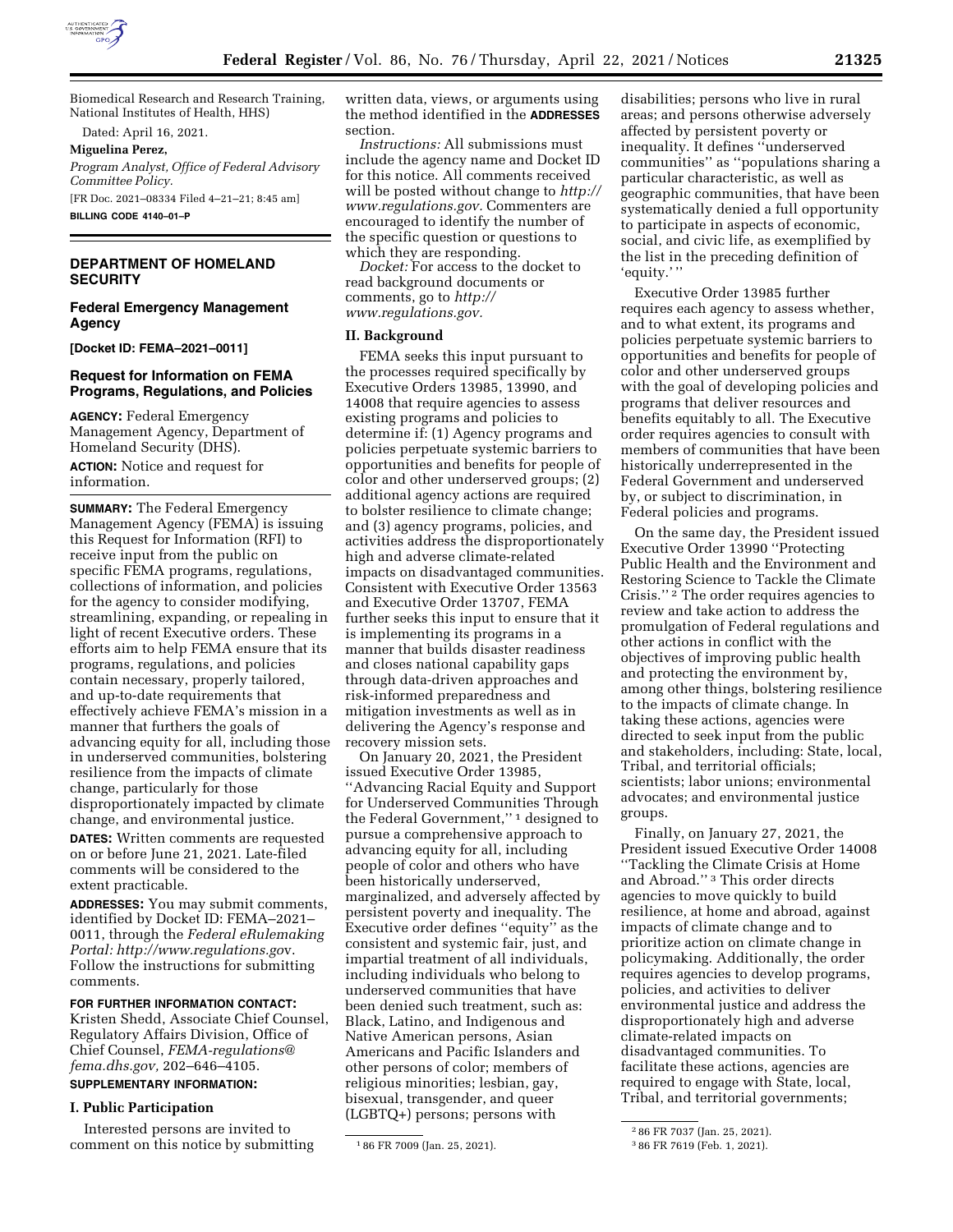Biomedical Research and Research Training, National Institutes of Health, HHS)

Dated: April 16, 2021.

**Miguelina Perez,**

*Program Analyst, Office of Federal Advisory Committee Policy.*

[FR Doc. 2021–08334 Filed 4–21–21; 8:45 am]

**BILLING CODE 4140–01–P**

---

## DEPARTMENT OF HOMELAND SECURITY

### Federal Emergency Management Agency

**[Docket ID: FEMA–2021–0011]**

### Request for Information on FEMA Programs, Regulations, and Policies

**AGENCY:** Federal Emergency Management Agency, Department of Homeland Security (DHS).

**ACTION:** Notice and request for information.

**SUMMARY:** The Federal Emergency Management Agency (FEMA) is issuing this Request for Information (RFI) to receive input from the public on specific FEMA programs, regulations, collections of information, and policies for the agency to consider modifying, streamlining, expanding, or repealing in light of recent Executive orders. These efforts aim to help FEMA ensure that its programs, regulations, and policies contain necessary, properly tailored, and up-to-date requirements that effectively achieve FEMA's mission in a manner that furthers the goals of advancing equity for all, including those in underserved communities, bolstering resilience from the impacts of climate change, particularly for those disproportionately impacted by climate change, and environmental justice.

**DATES:** Written comments are requested on or before June 21, 2021. Late-filed comments will be considered to the extent practicable.

**ADDRESSES:** You may submit comments, identified by Docket ID: FEMA–2021–0011, through the *Federal eRulemaking Portal: http://www.regulations.gov*. Follow the instructions for submitting comments.

**FOR FURTHER INFORMATION CONTACT:** Kristen Shedd, Associate Chief Counsel, Regulatory Affairs Division, Office of Chief Counsel, *FEMA-regulations@fema.dhs.gov,* 202–646–4105.

**SUPPLEMENTARY INFORMATION:**

### I. Public Participation

Interested persons are invited to comment on this notice by submitting written data, views, or arguments using the method identified in the **ADDRESSES** section.

*Instructions:* All submissions must include the agency name and Docket ID for this notice. All comments received will be posted without change to *http://www.regulations.gov.* Commenters are encouraged to identify the number of the specific question or questions to which they are responding.

*Docket:* For access to the docket to read background documents or comments, go to *http://www.regulations.gov.*

### II. Background

FEMA seeks this input pursuant to the processes required specifically by Executive Orders 13985, 13990, and 14008 that require agencies to assess existing programs and policies to determine if: (1) Agency programs and policies perpetuate systemic barriers to opportunities and benefits for people of color and other underserved groups; (2) additional agency actions are required to bolster resilience to climate change; and (3) agency programs, policies, and activities address the disproportionately high and adverse climate-related impacts on disadvantaged communities. Consistent with Executive Order 13563 and Executive Order 13707, FEMA further seeks this input to ensure that it is implementing its programs in a manner that builds disaster readiness and closes national capability gaps through data-driven approaches and risk-informed preparedness and mitigation investments as well as in delivering the Agency's response and recovery mission sets.

On January 20, 2021, the President issued Executive Order 13985, ''Advancing Racial Equity and Support for Underserved Communities Through the Federal Government,'' [1] designed to pursue a comprehensive approach to advancing equity for all, including people of color and others who have been historically underserved, marginalized, and adversely affected by persistent poverty and inequality. The Executive order defines ''equity'' as the consistent and systemic fair, just, and impartial treatment of all individuals, including individuals who belong to underserved communities that have been denied such treatment, such as: Black, Latino, and Indigenous and Native American persons, Asian Americans and Pacific Islanders and other persons of color; members of religious minorities; lesbian, gay, bisexual, transgender, and queer (LGBTQ+) persons; persons with disabilities; persons who live in rural areas; and persons otherwise adversely affected by persistent poverty or inequality. It defines ''underserved communities'' as ''populations sharing a particular characteristic, as well as geographic communities, that have been systematically denied a full opportunity to participate in aspects of economic, social, and civic life, as exemplified by the list in the preceding definition of 'equity.' ''

Executive Order 13985 further requires each agency to assess whether, and to what extent, its programs and policies perpetuate systemic barriers to opportunities and benefits for people of color and other underserved groups with the goal of developing policies and programs that deliver resources and benefits equitably to all. The Executive order requires agencies to consult with members of communities that have been historically underrepresented in the Federal Government and underserved by, or subject to discrimination, in Federal policies and programs.

On the same day, the President issued Executive Order 13990 ''Protecting Public Health and the Environment and Restoring Science to Tackle the Climate Crisis.'' [2] The order requires agencies to review and take action to address the promulgation of Federal regulations and other actions in conflict with the objectives of improving public health and protecting the environment by, among other things, bolstering resilience to the impacts of climate change. In taking these actions, agencies were directed to seek input from the public and stakeholders, including: State, local, Tribal, and territorial officials; scientists; labor unions; environmental advocates; and environmental justice groups.

Finally, on January 27, 2021, the President issued Executive Order 14008 ''Tackling the Climate Crisis at Home and Abroad.'' [3] This order directs agencies to move quickly to build resilience, at home and abroad, against impacts of climate change and to prioritize action on climate change in policymaking. Additionally, the order requires agencies to develop programs, policies, and activities to deliver environmental justice and address the disproportionately high and adverse climate-related impacts on disadvantaged communities. To facilitate these actions, agencies are required to engage with State, local, Tribal, and territorial governments;

---

[1] 86 FR 7009 (Jan. 25, 2021).

[2] 86 FR 7037 (Jan. 25, 2021).

[3] 86 FR 7619 (Feb. 1, 2021).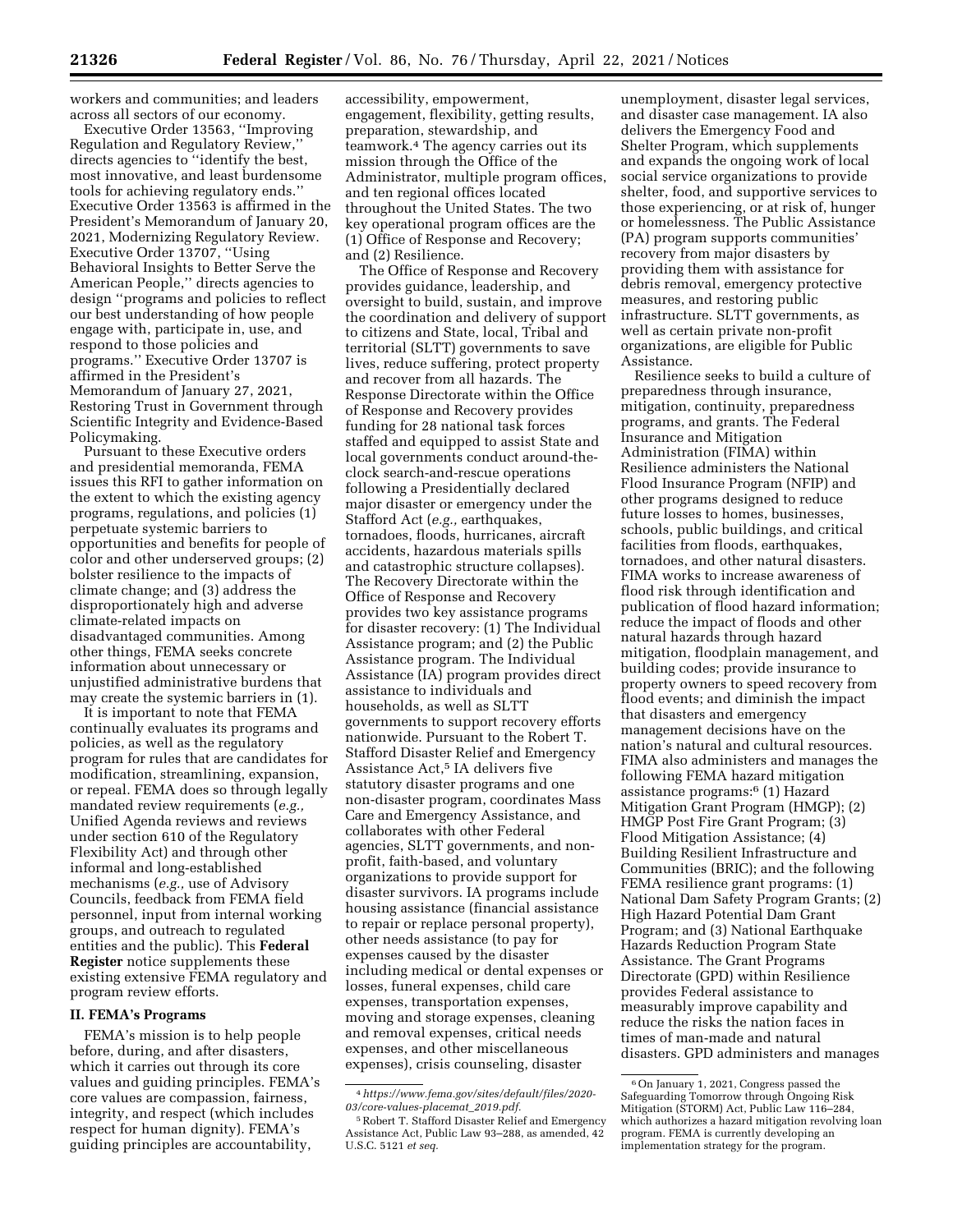workers and communities; and leaders across all sectors of our economy.

Executive Order 13563, ''Improving Regulation and Regulatory Review,'' directs agencies to ''identify the best, most innovative, and least burdensome tools for achieving regulatory ends.'' Executive Order 13563 is affirmed in the President's Memorandum of January 20, 2021, Modernizing Regulatory Review. Executive Order 13707, ''Using Behavioral Insights to Better Serve the American People,'' directs agencies to design ''programs and policies to reflect our best understanding of how people engage with, participate in, use, and respond to those policies and programs.'' Executive Order 13707 is affirmed in the President's Memorandum of January 27, 2021, Restoring Trust in Government through Scientific Integrity and Evidence-Based Policymaking.

Pursuant to these Executive orders and presidential memoranda, FEMA issues this RFI to gather information on the extent to which the existing agency programs, regulations, and policies (1) perpetuate systemic barriers to opportunities and benefits for people of color and other underserved groups; (2) bolster resilience to the impacts of climate change; and (3) address the disproportionately high and adverse climate-related impacts on disadvantaged communities. Among other things, FEMA seeks concrete information about unnecessary or unjustified administrative burdens that may create the systemic barriers in (1).

It is important to note that FEMA continually evaluates its programs and policies, as well as the regulatory program for rules that are candidates for modification, streamlining, expansion, or repeal. FEMA does so through legally mandated review requirements (*e.g.,* Unified Agenda reviews and reviews under section 610 of the Regulatory Flexibility Act) and through other informal and long-established mechanisms (*e.g.,* use of Advisory Councils, feedback from FEMA field personnel, input from internal working groups, and outreach to regulated entities and the public). This **Federal Register** notice supplements these existing extensive FEMA regulatory and program review efforts.

## II. FEMA's Programs

FEMA's mission is to help people before, during, and after disasters, which it carries out through its core values and guiding principles. FEMA's core values are compassion, fairness, integrity, and respect (which includes respect for human dignity). FEMA's guiding principles are accountability, accessibility, empowerment, engagement, flexibility, getting results, preparation, stewardship, and teamwork.[4] The agency carries out its mission through the Office of the Administrator, multiple program offices, and ten regional offices located throughout the United States. The two key operational program offices are the (1) Office of Response and Recovery; and (2) Resilience.

The Office of Response and Recovery provides guidance, leadership, and oversight to build, sustain, and improve the coordination and delivery of support to citizens and State, local, Tribal and territorial (SLTT) governments to save lives, reduce suffering, protect property and recover from all hazards. The Response Directorate within the Office of Response and Recovery provides funding for 28 national task forces staffed and equipped to assist State and local governments conduct around-the-clock search-and-rescue operations following a Presidentially declared major disaster or emergency under the Stafford Act (*e.g.,* earthquakes, tornadoes, floods, hurricanes, aircraft accidents, hazardous materials spills and catastrophic structure collapses). The Recovery Directorate within the Office of Response and Recovery provides two key assistance programs for disaster recovery: (1) The Individual Assistance program; and (2) the Public Assistance program. The Individual Assistance (IA) program provides direct assistance to individuals and households, as well as SLTT governments to support recovery efforts nationwide. Pursuant to the Robert T. Stafford Disaster Relief and Emergency Assistance Act,[5] IA delivers five statutory disaster programs and one non-disaster program, coordinates Mass Care and Emergency Assistance, and collaborates with other Federal agencies, SLTT governments, and non-profit, faith-based, and voluntary organizations to provide support for disaster survivors. IA programs include housing assistance (financial assistance to repair or replace personal property), other needs assistance (to pay for expenses caused by the disaster including medical or dental expenses or losses, funeral expenses, child care expenses, transportation expenses, moving and storage expenses, cleaning and removal expenses, critical needs expenses, and other miscellaneous expenses), crisis counseling, disaster unemployment, disaster legal services, and disaster case management. IA also delivers the Emergency Food and Shelter Program, which supplements and expands the ongoing work of local social service organizations to provide shelter, food, and supportive services to those experiencing, or at risk of, hunger or homelessness. The Public Assistance (PA) program supports communities' recovery from major disasters by providing them with assistance for debris removal, emergency protective measures, and restoring public infrastructure. SLTT governments, as well as certain private non-profit organizations, are eligible for Public Assistance.

Resilience seeks to build a culture of preparedness through insurance, mitigation, continuity, preparedness programs, and grants. The Federal Insurance and Mitigation Administration (FIMA) within Resilience administers the National Flood Insurance Program (NFIP) and other programs designed to reduce future losses to homes, businesses, schools, public buildings, and critical facilities from floods, earthquakes, tornadoes, and other natural disasters. FIMA works to increase awareness of flood risk through identification and publication of flood hazard information; reduce the impact of floods and other natural hazards through hazard mitigation, floodplain management, and building codes; provide insurance to property owners to speed recovery from flood events; and diminish the impact that disasters and emergency management decisions have on the nation's natural and cultural resources. FIMA also administers and manages the following FEMA hazard mitigation assistance programs:[6] (1) Hazard Mitigation Grant Program (HMGP); (2) HMGP Post Fire Grant Program; (3) Flood Mitigation Assistance; (4) Building Resilient Infrastructure and Communities (BRIC); and the following FEMA resilience grant programs: (1) National Dam Safety Program Grants; (2) High Hazard Potential Dam Grant Program; and (3) National Earthquake Hazards Reduction Program State Assistance. The Grant Programs Directorate (GPD) within Resilience provides Federal assistance to measurably improve capability and reduce the risks the nation faces in times of man-made and natural disasters. GPD administers and manages

---

[4] *https://www.fema.gov/sites/default/files/2020-03/core-values-placemat_2019.pdf.*

[5] Robert T. Stafford Disaster Relief and Emergency Assistance Act, Public Law 93–288, as amended, 42 U.S.C. 5121 *et seq.*

[6] On January 1, 2021, Congress passed the Safeguarding Tomorrow through Ongoing Risk Mitigation (STORM) Act, Public Law 116–284, which authorizes a hazard mitigation revolving loan program. FEMA is currently developing an implementation strategy for the program.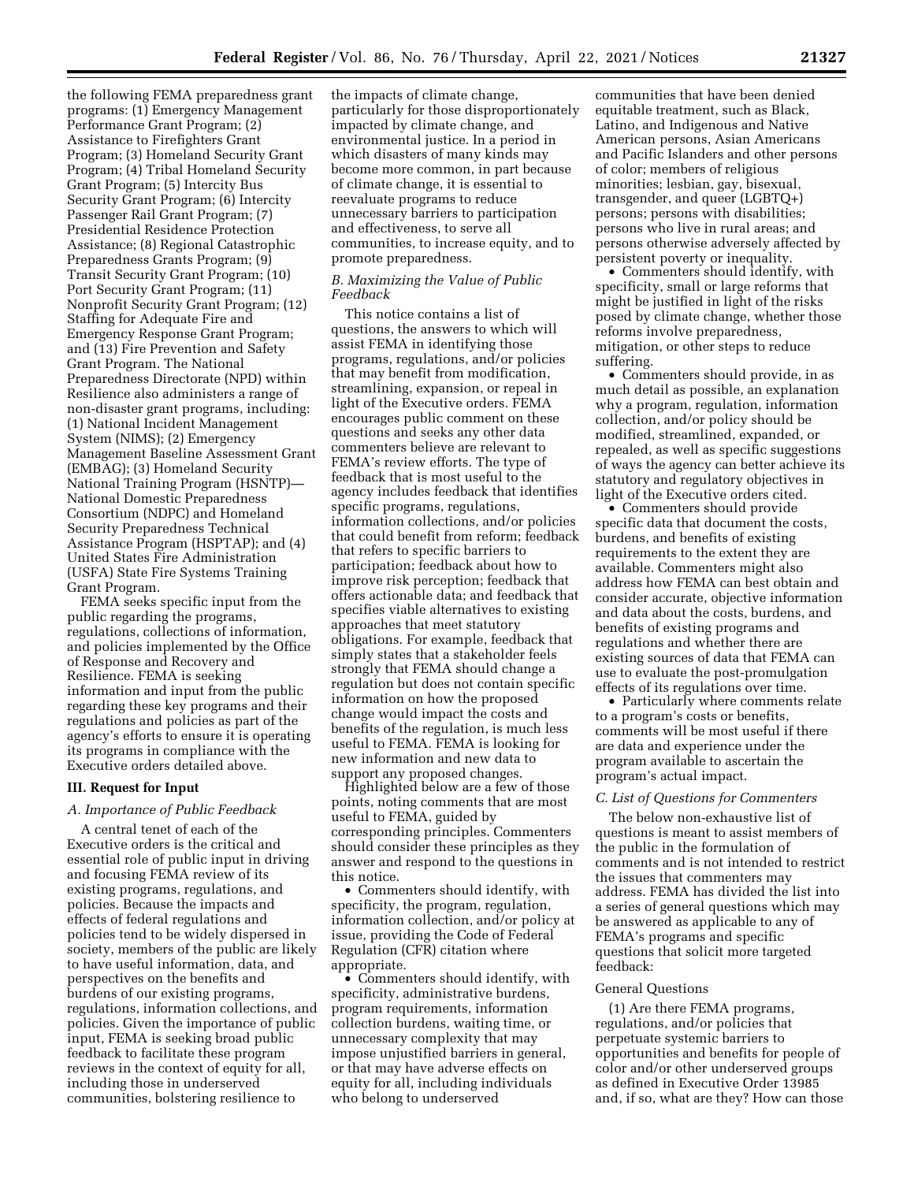the following FEMA preparedness grant programs: (1) Emergency Management Performance Grant Program; (2) Assistance to Firefighters Grant Program; (3) Homeland Security Grant Program; (4) Tribal Homeland Security Grant Program; (5) Intercity Bus Security Grant Program; (6) Intercity Passenger Rail Grant Program; (7) Presidential Residence Protection Assistance; (8) Regional Catastrophic Preparedness Grants Program; (9) Transit Security Grant Program; (10) Port Security Grant Program; (11) Nonprofit Security Grant Program; (12) Staffing for Adequate Fire and Emergency Response Grant Program; and (13) Fire Prevention and Safety Grant Program. The National Preparedness Directorate (NPD) within Resilience also administers a range of non-disaster grant programs, including: (1) National Incident Management System (NIMS); (2) Emergency Management Baseline Assessment Grant (EMBAG); (3) Homeland Security National Training Program (HSNTP)—National Domestic Preparedness Consortium (NDPC) and Homeland Security Preparedness Technical Assistance Program (HSPTAP); and (4) United States Fire Administration (USFA) State Fire Systems Training Grant Program.

FEMA seeks specific input from the public regarding the programs, regulations, collections of information, and policies implemented by the Office of Response and Recovery and Resilience. FEMA is seeking information and input from the public regarding these key programs and their regulations and policies as part of the agency's efforts to ensure it is operating its programs in compliance with the Executive orders detailed above.

## III. Request for Input

### *A. Importance of Public Feedback*

A central tenet of each of the Executive orders is the critical and essential role of public input in driving and focusing FEMA review of its existing programs, regulations, and policies. Because the impacts and effects of federal regulations and policies tend to be widely dispersed in society, members of the public are likely to have useful information, data, and perspectives on the benefits and burdens of our existing programs, regulations, information collections, and policies. Given the importance of public input, FEMA is seeking broad public feedback to facilitate these program reviews in the context of equity for all, including those in underserved communities, bolstering resilience to the impacts of climate change, particularly for those disproportionately impacted by climate change, and environmental justice. In a period in which disasters of many kinds may become more common, in part because of climate change, it is essential to reevaluate programs to reduce unnecessary barriers to participation and effectiveness, to serve all communities, to increase equity, and to promote preparedness.

### *B. Maximizing the Value of Public Feedback*

This notice contains a list of questions, the answers to which will assist FEMA in identifying those programs, regulations, and/or policies that may benefit from modification, streamlining, expansion, or repeal in light of the Executive orders. FEMA encourages public comment on these questions and seeks any other data commenters believe are relevant to FEMA's review efforts. The type of feedback that is most useful to the agency includes feedback that identifies specific programs, regulations, information collections, and/or policies that could benefit from reform; feedback that refers to specific barriers to participation; feedback about how to improve risk perception; feedback that offers actionable data; and feedback that specifies viable alternatives to existing approaches that meet statutory obligations. For example, feedback that simply states that a stakeholder feels strongly that FEMA should change a regulation but does not contain specific information on how the proposed change would impact the costs and benefits of the regulation, is much less useful to FEMA. FEMA is looking for new information and new data to support any proposed changes.

Highlighted below are a few of those points, noting comments that are most useful to FEMA, guided by corresponding principles. Commenters should consider these principles as they answer and respond to the questions in this notice.

- Commenters should identify, with specificity, the program, regulation, information collection, and/or policy at issue, providing the Code of Federal Regulation (CFR) citation where appropriate.
- Commenters should identify, with specificity, administrative burdens, program requirements, information collection burdens, waiting time, or unnecessary complexity that may impose unjustified barriers in general, or that may have adverse effects on equity for all, including individuals who belong to underserved communities that have been denied equitable treatment, such as Black, Latino, and Indigenous and Native American persons, Asian Americans and Pacific Islanders and other persons of color; members of religious minorities; lesbian, gay, bisexual, transgender, and queer (LGBTQ+) persons; persons with disabilities; persons who live in rural areas; and persons otherwise adversely affected by persistent poverty or inequality.
- Commenters should identify, with specificity, small or large reforms that might be justified in light of the risks posed by climate change, whether those reforms involve preparedness, mitigation, or other steps to reduce suffering.
- Commenters should provide, in as much detail as possible, an explanation why a program, regulation, information collection, and/or policy should be modified, streamlined, expanded, or repealed, as well as specific suggestions of ways the agency can better achieve its statutory and regulatory objectives in light of the Executive orders cited.
- Commenters should provide specific data that document the costs, burdens, and benefits of existing requirements to the extent they are available. Commenters might also address how FEMA can best obtain and consider accurate, objective information and data about the costs, burdens, and benefits of existing programs and regulations and whether there are existing sources of data that FEMA can use to evaluate the post-promulgation effects of its regulations over time.
- Particularly where comments relate to a program's costs or benefits, comments will be most useful if there are data and experience under the program available to ascertain the program's actual impact.

### *C. List of Questions for Commenters*

The below non-exhaustive list of questions is meant to assist members of the public in the formulation of comments and is not intended to restrict the issues that commenters may address. FEMA has divided the list into a series of general questions which may be answered as applicable to any of FEMA's programs and specific questions that solicit more targeted feedback:

General Questions

(1) Are there FEMA programs, regulations, and/or policies that perpetuate systemic barriers to opportunities and benefits for people of color and/or other underserved groups as defined in Executive Order 13985 and, if so, what are they? How can those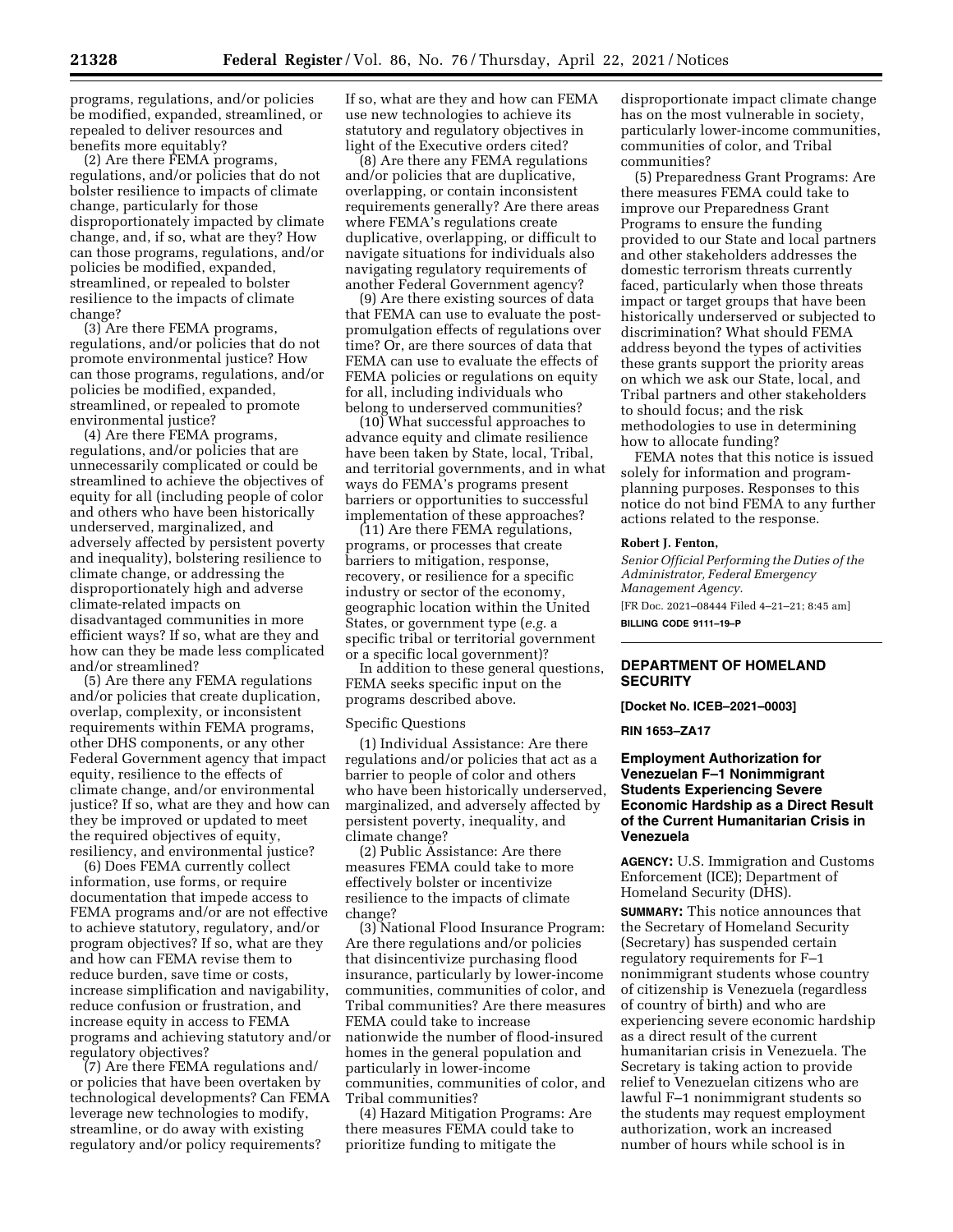programs, regulations, and/or policies be modified, expanded, streamlined, or repealed to deliver resources and benefits more equitably?

(2) Are there FEMA programs, regulations, and/or policies that do not bolster resilience to impacts of climate change, particularly for those disproportionately impacted by climate change, and, if so, what are they? How can those programs, regulations, and/or policies be modified, expanded, streamlined, or repealed to bolster resilience to the impacts of climate change?

(3) Are there FEMA programs, regulations, and/or policies that do not promote environmental justice? How can those programs, regulations, and/or policies be modified, expanded, streamlined, or repealed to promote environmental justice?

(4) Are there FEMA programs, regulations, and/or policies that are unnecessarily complicated or could be streamlined to achieve the objectives of equity for all (including people of color and others who have been historically underserved, marginalized, and adversely affected by persistent poverty and inequality), bolstering resilience to climate change, or addressing the disproportionately high and adverse climate-related impacts on disadvantaged communities in more efficient ways? If so, what are they and how can they be made less complicated and/or streamlined?

(5) Are there any FEMA regulations and/or policies that create duplication, overlap, complexity, or inconsistent requirements within FEMA programs, other DHS components, or any other Federal Government agency that impact equity, resilience to the effects of climate change, and/or environmental justice? If so, what are they and how can they be improved or updated to meet the required objectives of equity, resiliency, and environmental justice?

(6) Does FEMA currently collect information, use forms, or require documentation that impede access to FEMA programs and/or are not effective to achieve statutory, regulatory, and/or program objectives? If so, what are they and how can FEMA revise them to reduce burden, save time or costs, increase simplification and navigability, reduce confusion or frustration, and increase equity in access to FEMA programs and achieving statutory and/or regulatory objectives?

(7) Are there FEMA regulations and/or policies that have been overtaken by technological developments? Can FEMA leverage new technologies to modify, streamline, or do away with existing regulatory and/or policy requirements? If so, what are they and how can FEMA use new technologies to achieve its statutory and regulatory objectives in light of the Executive orders cited?

(8) Are there any FEMA regulations and/or policies that are duplicative, overlapping, or contain inconsistent requirements generally? Are there areas where FEMA's regulations create duplicative, overlapping, or difficult to navigate situations for individuals also navigating regulatory requirements of another Federal Government agency?

(9) Are there existing sources of data that FEMA can use to evaluate the post-promulgation effects of regulations over time? Or, are there sources of data that FEMA can use to evaluate the effects of FEMA policies or regulations on equity for all, including individuals who belong to underserved communities?

(10) What successful approaches to advance equity and climate resilience have been taken by State, local, Tribal, and territorial governments, and in what ways do FEMA's programs present barriers or opportunities to successful implementation of these approaches?

(11) Are there FEMA regulations, programs, or processes that create barriers to mitigation, response, recovery, or resilience for a specific industry or sector of the economy, geographic location within the United States, or government type (*e.g.* a specific tribal or territorial government or a specific local government)?

In addition to these general questions, FEMA seeks specific input on the programs described above.

Specific Questions

(1) Individual Assistance: Are there regulations and/or policies that act as a barrier to people of color and others who have been historically underserved, marginalized, and adversely affected by persistent poverty, inequality, and climate change?

(2) Public Assistance: Are there measures FEMA could take to more effectively bolster or incentivize resilience to the impacts of climate change?

(3) National Flood Insurance Program: Are there regulations and/or policies that disincentivize purchasing flood insurance, particularly by lower-income communities, communities of color, and Tribal communities? Are there measures FEMA could take to increase nationwide the number of flood-insured homes in the general population and particularly in lower-income communities, communities of color, and Tribal communities?

(4) Hazard Mitigation Programs: Are there measures FEMA could take to prioritize funding to mitigate the disproportionate impact climate change has on the most vulnerable in society, particularly lower-income communities, communities of color, and Tribal communities?

(5) Preparedness Grant Programs: Are there measures FEMA could take to improve our Preparedness Grant Programs to ensure the funding provided to our State and local partners and other stakeholders addresses the domestic terrorism threats currently faced, particularly when those threats impact or target groups that have been historically underserved or subjected to discrimination? What should FEMA address beyond the types of activities these grants support the priority areas on which we ask our State, local, and Tribal partners and other stakeholders to should focus; and the risk methodologies to use in determining how to allocate funding?

FEMA notes that this notice is issued solely for information and program-planning purposes. Responses to this notice do not bind FEMA to any further actions related to the response.

**Robert J. Fenton,**

*Senior Official Performing the Duties of the Administrator, Federal Emergency Management Agency.*

[FR Doc. 2021–08444 Filed 4–21–21; 8:45 am]

**BILLING CODE 9111–19–P**

---

## DEPARTMENT OF HOMELAND SECURITY

**[Docket No. ICEB–2021–0003]**

**RIN 1653–ZA17**

## Employment Authorization for Venezuelan F–1 Nonimmigrant Students Experiencing Severe Economic Hardship as a Direct Result of the Current Humanitarian Crisis in Venezuela

**AGENCY:** U.S. Immigration and Customs Enforcement (ICE); Department of Homeland Security (DHS).

**SUMMARY:** This notice announces that the Secretary of Homeland Security (Secretary) has suspended certain regulatory requirements for F–1 nonimmigrant students whose country of citizenship is Venezuela (regardless of country of birth) and who are experiencing severe economic hardship as a direct result of the current humanitarian crisis in Venezuela. The Secretary is taking action to provide relief to Venezuelan citizens who are lawful F–1 nonimmigrant students so the students may request employment authorization, work an increased number of hours while school is in